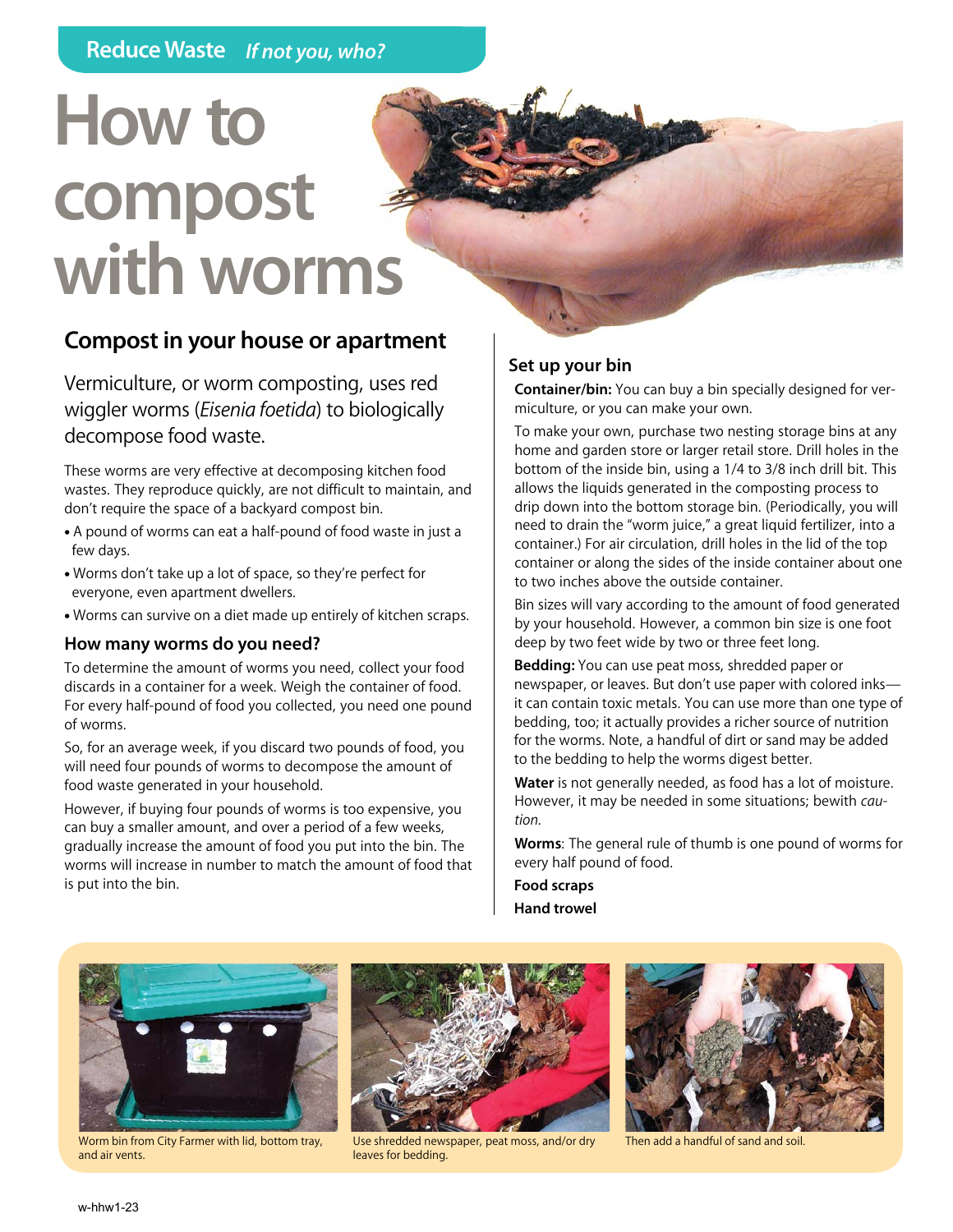Reduce Waste *If not you, who?*

# How to compost with worms

## Compost in your house or apartment

Vermiculture, or worm composting, uses red wiggler worms (*Eisenia foetida*) to biologically decompose food waste.

These worms are very effective at decomposing kitchen food wastes. They reproduce quickly, are not difficult to maintain, and don't require the space of a backyard compost bin.

- A pound of worms can eat a half-pound of food waste in just a few days.
- Worms don't take up a lot of space, so they're perfect for everyone, even apartment dwellers.
- Worms can survive on a diet made up entirely of kitchen scraps.

### How many worms do you need?

To determine the amount of worms you need, collect your food discards in a container for a week. Weigh the container of food. For every half-pound of food you collected, you need one pound of worms.

So, for an average week, if you discard two pounds of food, you will need four pounds of worms to decompose the amount of food waste generated in your household.

However, if buying four pounds of worms is too expensive, you can buy a smaller amount, and over a period of a few weeks, gradually increase the amount of food you put into the bin. The worms will increase in number to match the amount of food that is put into the bin.

### Set up your bin

**Container/bin:** You can buy a bin specially designed for vermiculture, or you can make your own.

To make your own, purchase two nesting storage bins at any home and garden store or larger retail store. Drill holes in the bottom of the inside bin, using a 1/4 to 3/8 inch drill bit. This allows the liquids generated in the composting process to drip down into the bottom storage bin. (Periodically, you will need to drain the "worm juice," a great liquid fertilizer, into a container.) For air circulation, drill holes in the lid of the top container or along the sides of the inside container about one to two inches above the outside container.

Bin sizes will vary according to the amount of food generated by your household. However, a common bin size is one foot deep by two feet wide by two or three feet long.

**Bedding:** You can use peat moss, shredded paper or newspaper, or leaves. But don't use paper with colored inks—it can contain toxic metals. You can use more than one type of bedding, too; it actually provides a richer source of nutrition for the worms. Note, a handful of dirt or sand may be added to the bedding to help the worms digest better.

**Water** is not generally needed, as food has a lot of moisture. However, it may be needed in some situations; bewith *caution*.

**Worms**: The general rule of thumb is one pound of worms for every half pound of food.

**Food scraps**

**Hand trowel**

Worm bin from City Farmer with lid, bottom tray, and air vents.

Use shredded newspaper, peat moss, and/or dry leaves for bedding.

Then add a handful of sand and soil.

w-hhw1-23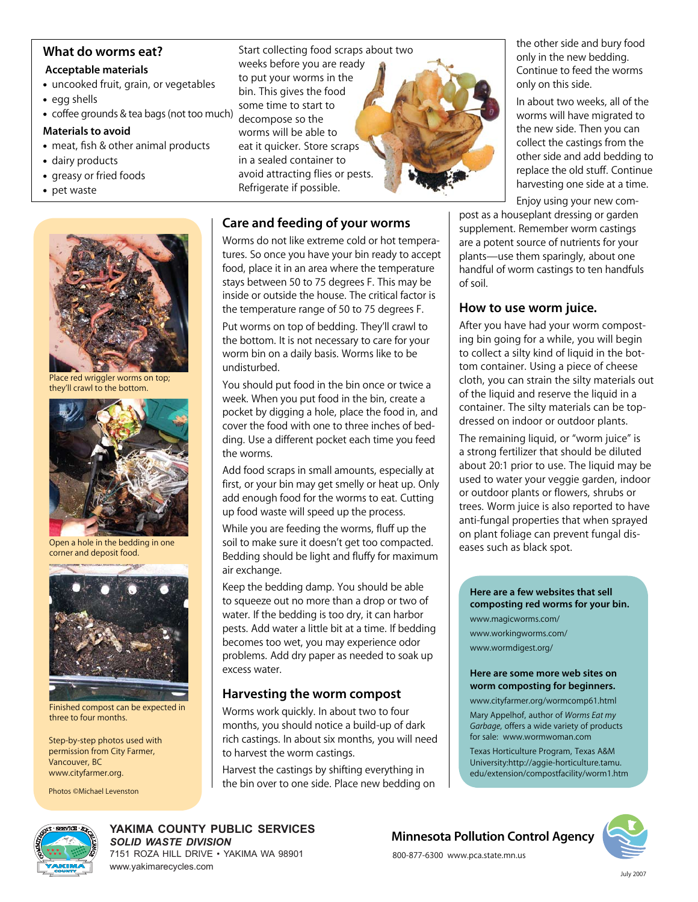## What do worms eat?

### Acceptable materials

- uncooked fruit, grain, or vegetables
- egg shells
- coffee grounds & tea bags (not too much)

### Materials to avoid

- meat, fish & other animal products
- dairy products
- greasy or fried foods
- pet waste

Start collecting food scraps about two weeks before you are ready to put your worms in the bin. This gives the food some time to start to decompose so the worms will be able to eat it quicker. Store scraps in a sealed container to avoid attracting flies or pests. Refrigerate if possible.

Place red wriggler worms on top; they'll crawl to the bottom.

Open a hole in the bedding in one corner and deposit food.

Finished compost can be expected in three to four months.

Step-by-step photos used with permission from City Farmer, Vancouver, BC www.cityfarmer.org.

Photos ©Michael Levenston

## Care and feeding of your worms

Worms do not like extreme cold or hot temperatures. So once you have your bin ready to accept food, place it in an area where the temperature stays between 50 to 75 degrees F. This may be inside or outside the house. The critical factor is the temperature range of 50 to 75 degrees F.

Put worms on top of bedding. They'll crawl to the bottom. It is not necessary to care for your worm bin on a daily basis. Worms like to be undisturbed.

You should put food in the bin once or twice a week. When you put food in the bin, create a pocket by digging a hole, place the food in, and cover the food with one to three inches of bedding. Use a different pocket each time you feed the worms.

Add food scraps in small amounts, especially at first, or your bin may get smelly or heat up. Only add enough food for the worms to eat. Cutting up food waste will speed up the process.

While you are feeding the worms, fluff up the soil to make sure it doesn't get too compacted. Bedding should be light and fluffy for maximum air exchange.

Keep the bedding damp. You should be able to squeeze out no more than a drop or two of water. If the bedding is too dry, it can harbor pests. Add water a little bit at a time. If bedding becomes too wet, you may experience odor problems. Add dry paper as needed to soak up excess water.

## Harvesting the worm compost

Worms work quickly. In about two to four months, you should notice a build-up of dark rich castings. In about six months, you will need to harvest the worm castings.

Harvest the castings by shifting everything in the bin over to one side. Place new bedding on the other side and bury food only in the new bedding. Continue to feed the worms only on this side.

In about two weeks, all of the worms will have migrated to the new side. Then you can collect the castings from the other side and add bedding to replace the old stuff. Continue harvesting one side at a time.

Enjoy using your new compost as a houseplant dressing or garden supplement. Remember worm castings are a potent source of nutrients for your plants—use them sparingly, about one handful of worm castings to ten handfuls of soil.

## How to use worm juice.

After you have had your worm composting bin going for a while, you will begin to collect a silty kind of liquid in the bottom container. Using a piece of cheese cloth, you can strain the silty materials out of the liquid and reserve the liquid in a container. The silty materials can be top-dressed on indoor or outdoor plants.

The remaining liquid, or "worm juice" is a strong fertilizer that should be diluted about 20:1 prior to use. The liquid may be used to water your veggie garden, indoor or outdoor plants or flowers, shrubs or trees. Worm juice is also reported to have anti-fungal properties that when sprayed on plant foliage can prevent fungal diseases such as black spot.

**Here are a few websites that sell composting red worms for your bin.**

www.magicworms.com/

www.workingworms.com/

www.wormdigest.org/

**Here are some more web sites on worm composting for beginners.**

www.cityfarmer.org/wormcomp61.html

Mary Appelhof, author of *Worms Eat my Garbage,* offers a wide variety of products for sale: www.wormwoman.com

Texas Horticulture Program, Texas A&M University:http://aggie-horticulture.tamu.edu/extension/compostfacility/worm1.htm

**YAKIMA COUNTY PUBLIC SERVICES**
***SOLID WASTE DIVISION***
7151 ROZA HILL DRIVE • YAKIMA WA 98901
www.yakimarecycles.com

**Minnesota Pollution Control Agency**
800-877-6300 www.pca.state.mn.us

July 2007